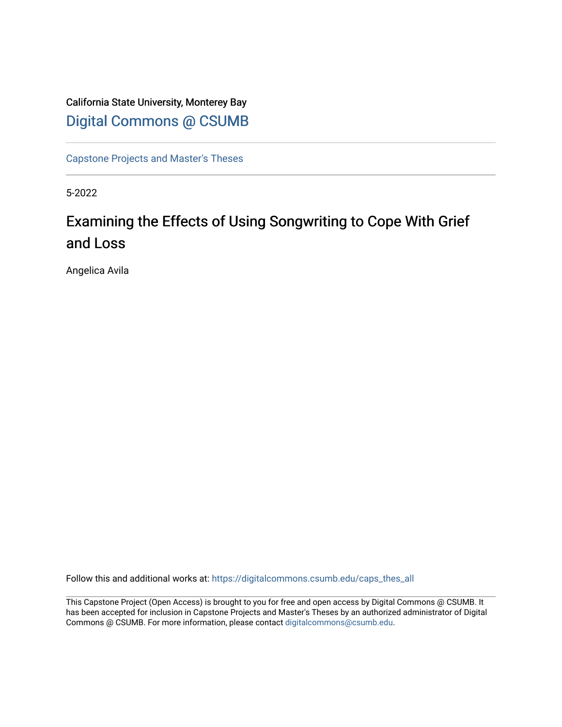California State University, Monterey Bay

Digital Commons @ CSUMB

---

Capstone Projects and Master's Theses

---

5-2022

# Examining the Effects of Using Songwriting to Cope With Grief and Loss

Angelica Avila

Follow this and additional works at: https://digitalcommons.csumb.edu/caps_thes_all

---

This Capstone Project (Open Access) is brought to you for free and open access by Digital Commons @ CSUMB. It has been accepted for inclusion in Capstone Projects and Master's Theses by an authorized administrator of Digital Commons @ CSUMB. For more information, please contact digitalcommons@csumb.edu.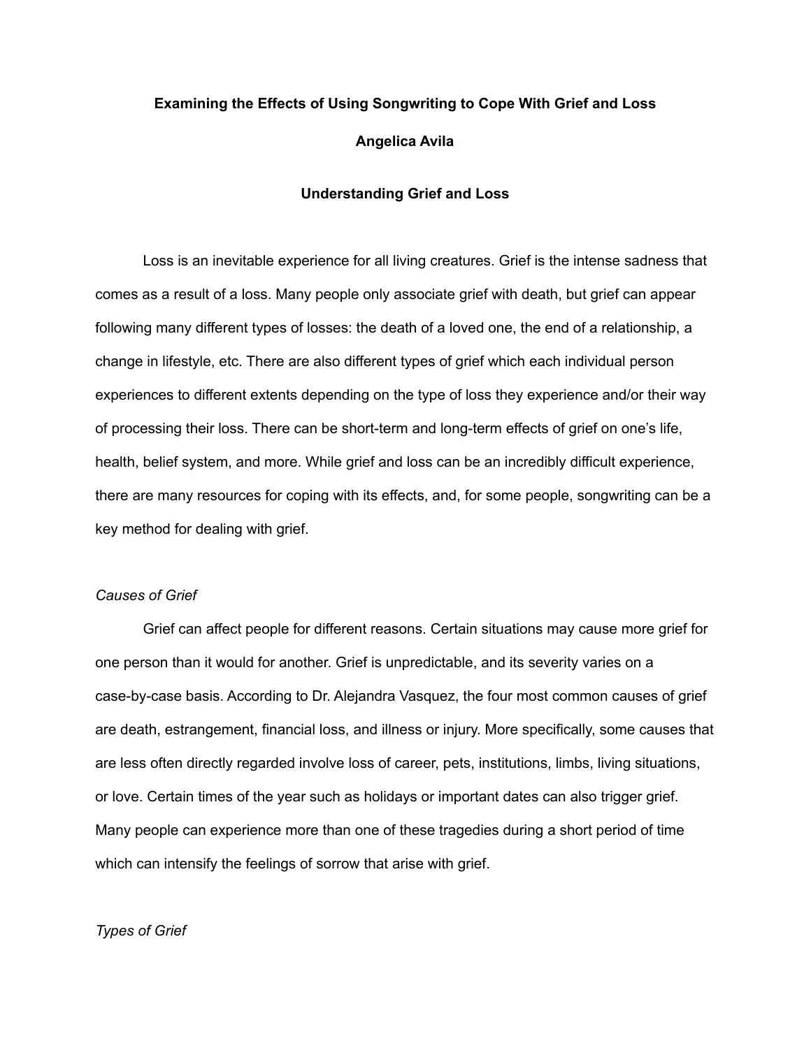**Examining the Effects of Using Songwriting to Cope With Grief and Loss**

**Angelica Avila**

## Understanding Grief and Loss

Loss is an inevitable experience for all living creatures. Grief is the intense sadness that comes as a result of a loss. Many people only associate grief with death, but grief can appear following many different types of losses: the death of a loved one, the end of a relationship, a change in lifestyle, etc. There are also different types of grief which each individual person experiences to different extents depending on the type of loss they experience and/or their way of processing their loss. There can be short-term and long-term effects of grief on one's life, health, belief system, and more. While grief and loss can be an incredibly difficult experience, there are many resources for coping with its effects, and, for some people, songwriting can be a key method for dealing with grief.

### *Causes of Grief*

Grief can affect people for different reasons. Certain situations may cause more grief for one person than it would for another. Grief is unpredictable, and its severity varies on a case-by-case basis. According to Dr. Alejandra Vasquez, the four most common causes of grief are death, estrangement, financial loss, and illness or injury. More specifically, some causes that are less often directly regarded involve loss of career, pets, institutions, limbs, living situations, or love. Certain times of the year such as holidays or important dates can also trigger grief. Many people can experience more than one of these tragedies during a short period of time which can intensify the feelings of sorrow that arise with grief.

### *Types of Grief*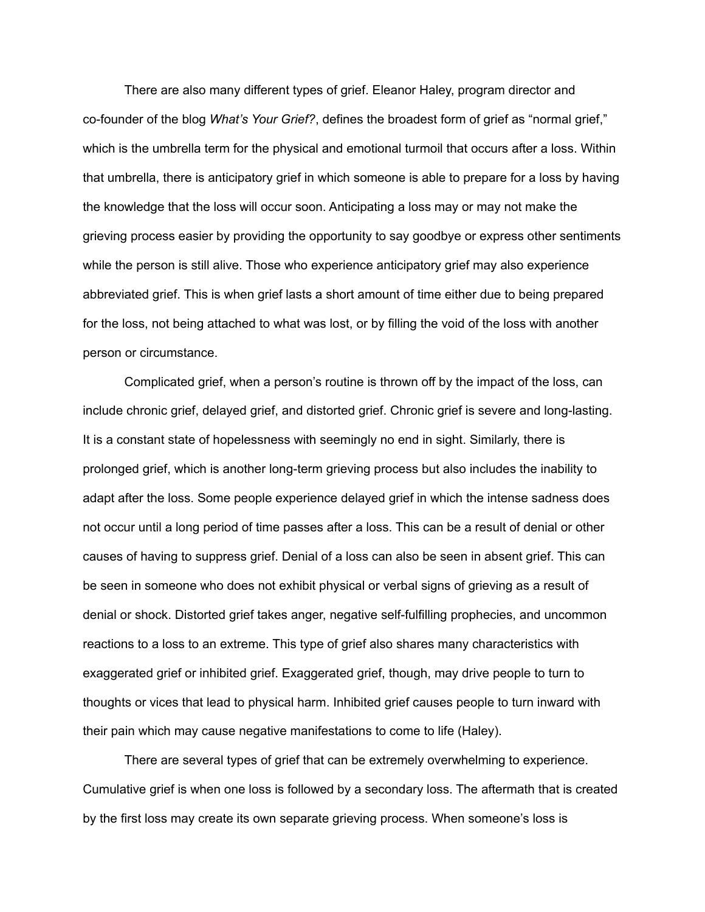There are also many different types of grief. Eleanor Haley, program director and co-founder of the blog *What's Your Grief?*, defines the broadest form of grief as "normal grief," which is the umbrella term for the physical and emotional turmoil that occurs after a loss. Within that umbrella, there is anticipatory grief in which someone is able to prepare for a loss by having the knowledge that the loss will occur soon. Anticipating a loss may or may not make the grieving process easier by providing the opportunity to say goodbye or express other sentiments while the person is still alive. Those who experience anticipatory grief may also experience abbreviated grief. This is when grief lasts a short amount of time either due to being prepared for the loss, not being attached to what was lost, or by filling the void of the loss with another person or circumstance.

Complicated grief, when a person's routine is thrown off by the impact of the loss, can include chronic grief, delayed grief, and distorted grief. Chronic grief is severe and long-lasting. It is a constant state of hopelessness with seemingly no end in sight. Similarly, there is prolonged grief, which is another long-term grieving process but also includes the inability to adapt after the loss. Some people experience delayed grief in which the intense sadness does not occur until a long period of time passes after a loss. This can be a result of denial or other causes of having to suppress grief. Denial of a loss can also be seen in absent grief. This can be seen in someone who does not exhibit physical or verbal signs of grieving as a result of denial or shock. Distorted grief takes anger, negative self-fulfilling prophecies, and uncommon reactions to a loss to an extreme. This type of grief also shares many characteristics with exaggerated grief or inhibited grief. Exaggerated grief, though, may drive people to turn to thoughts or vices that lead to physical harm. Inhibited grief causes people to turn inward with their pain which may cause negative manifestations to come to life (Haley).

There are several types of grief that can be extremely overwhelming to experience. Cumulative grief is when one loss is followed by a secondary loss. The aftermath that is created by the first loss may create its own separate grieving process. When someone's loss is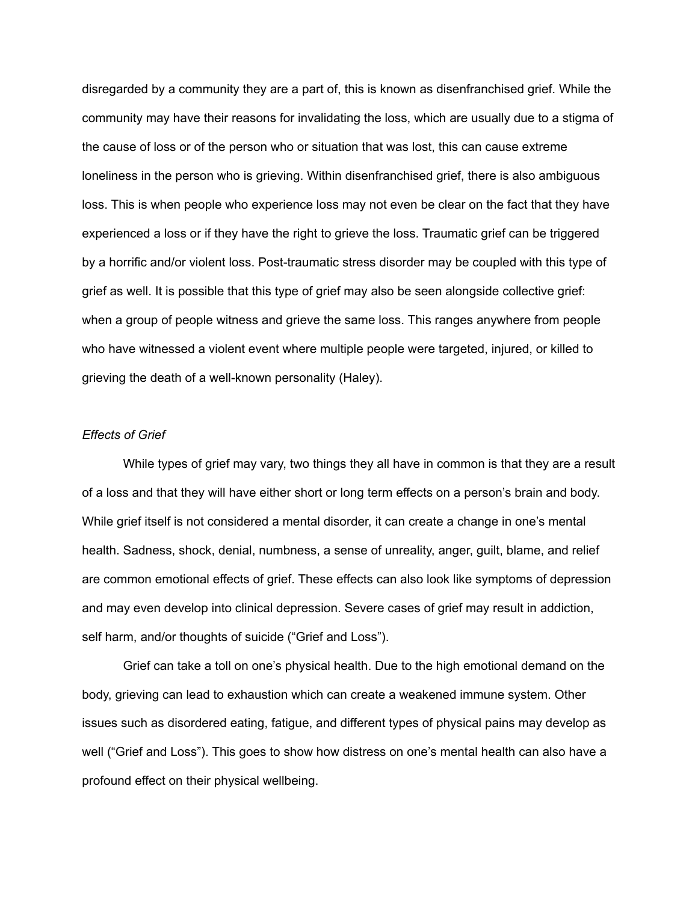disregarded by a community they are a part of, this is known as disenfranchised grief. While the community may have their reasons for invalidating the loss, which are usually due to a stigma of the cause of loss or of the person who or situation that was lost, this can cause extreme loneliness in the person who is grieving. Within disenfranchised grief, there is also ambiguous loss. This is when people who experience loss may not even be clear on the fact that they have experienced a loss or if they have the right to grieve the loss. Traumatic grief can be triggered by a horrific and/or violent loss. Post-traumatic stress disorder may be coupled with this type of grief as well. It is possible that this type of grief may also be seen alongside collective grief: when a group of people witness and grieve the same loss. This ranges anywhere from people who have witnessed a violent event where multiple people were targeted, injured, or killed to grieving the death of a well-known personality (Haley).

*Effects of Grief*

While types of grief may vary, two things they all have in common is that they are a result of a loss and that they will have either short or long term effects on a person's brain and body. While grief itself is not considered a mental disorder, it can create a change in one's mental health. Sadness, shock, denial, numbness, a sense of unreality, anger, guilt, blame, and relief are common emotional effects of grief. These effects can also look like symptoms of depression and may even develop into clinical depression. Severe cases of grief may result in addiction, self harm, and/or thoughts of suicide ("Grief and Loss").

Grief can take a toll on one's physical health. Due to the high emotional demand on the body, grieving can lead to exhaustion which can create a weakened immune system. Other issues such as disordered eating, fatigue, and different types of physical pains may develop as well ("Grief and Loss"). This goes to show how distress on one's mental health can also have a profound effect on their physical wellbeing.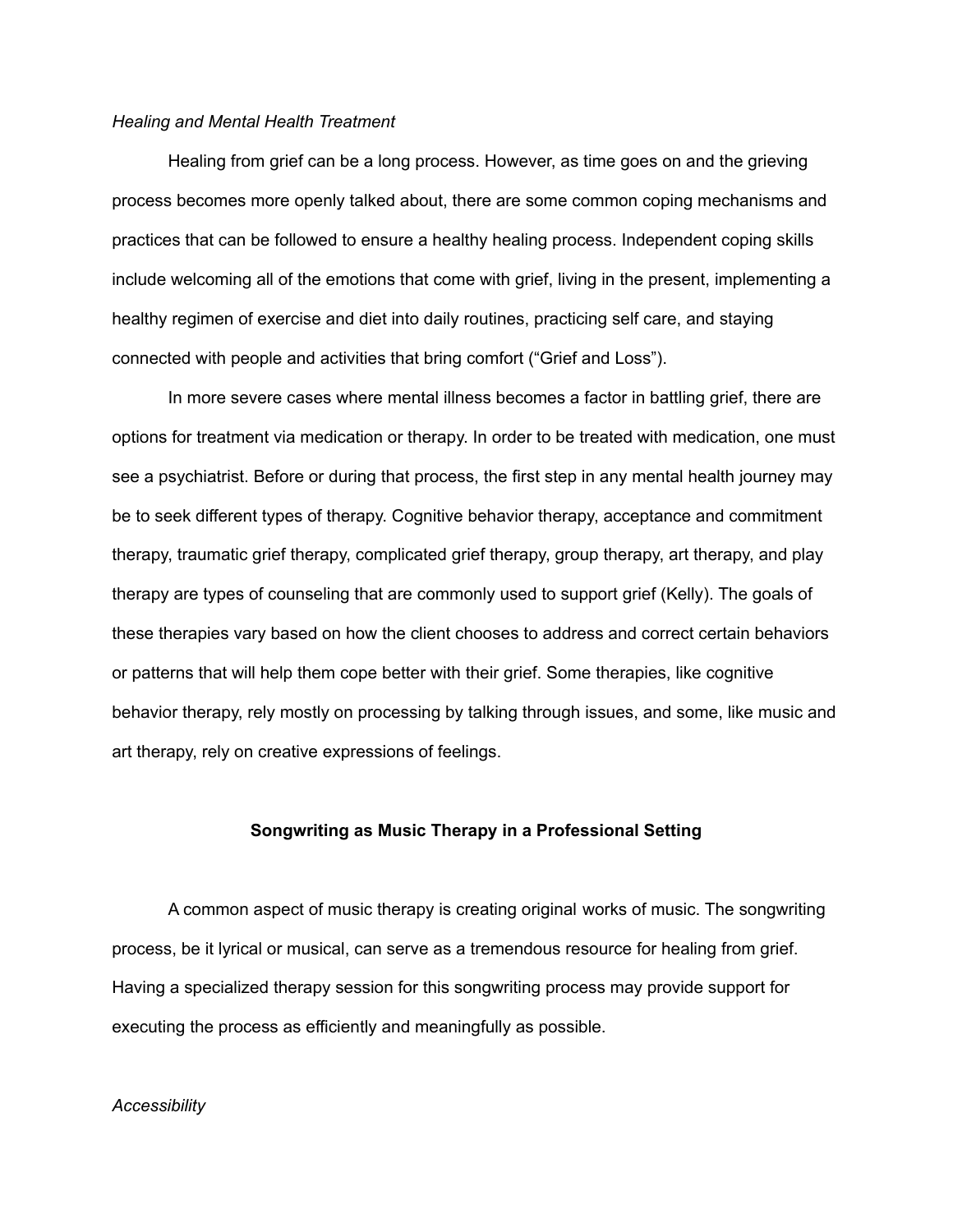*Healing and Mental Health Treatment*

Healing from grief can be a long process. However, as time goes on and the grieving process becomes more openly talked about, there are some common coping mechanisms and practices that can be followed to ensure a healthy healing process. Independent coping skills include welcoming all of the emotions that come with grief, living in the present, implementing a healthy regimen of exercise and diet into daily routines, practicing self care, and staying connected with people and activities that bring comfort ("Grief and Loss").

In more severe cases where mental illness becomes a factor in battling grief, there are options for treatment via medication or therapy. In order to be treated with medication, one must see a psychiatrist. Before or during that process, the first step in any mental health journey may be to seek different types of therapy. Cognitive behavior therapy, acceptance and commitment therapy, traumatic grief therapy, complicated grief therapy, group therapy, art therapy, and play therapy are types of counseling that are commonly used to support grief (Kelly). The goals of these therapies vary based on how the client chooses to address and correct certain behaviors or patterns that will help them cope better with their grief. Some therapies, like cognitive behavior therapy, rely mostly on processing by talking through issues, and some, like music and art therapy, rely on creative expressions of feelings.

## Songwriting as Music Therapy in a Professional Setting

A common aspect of music therapy is creating original works of music. The songwriting process, be it lyrical or musical, can serve as a tremendous resource for healing from grief. Having a specialized therapy session for this songwriting process may provide support for executing the process as efficiently and meaningfully as possible.

*Accessibility*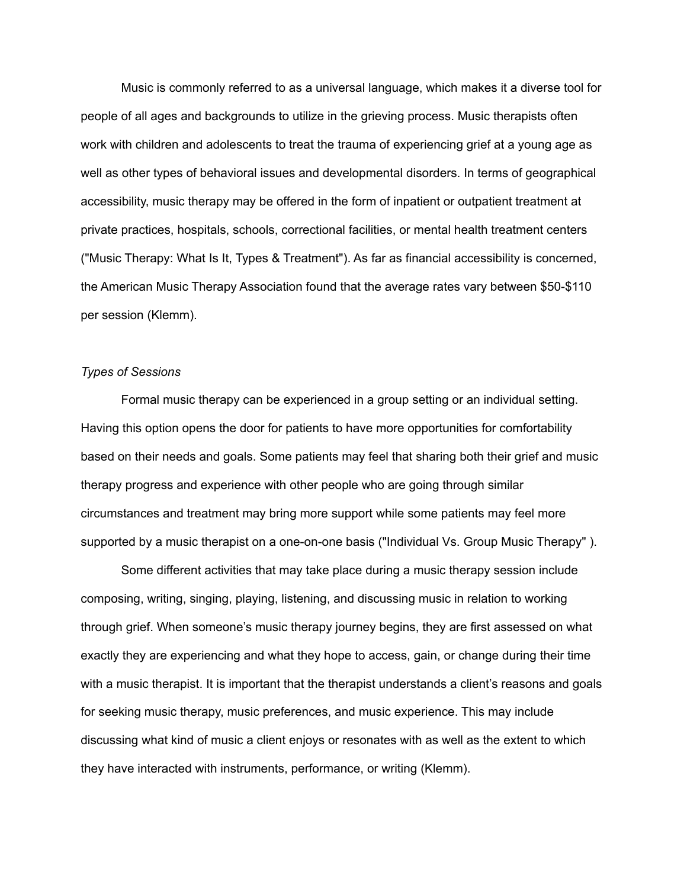Music is commonly referred to as a universal language, which makes it a diverse tool for people of all ages and backgrounds to utilize in the grieving process. Music therapists often work with children and adolescents to treat the trauma of experiencing grief at a young age as well as other types of behavioral issues and developmental disorders. In terms of geographical accessibility, music therapy may be offered in the form of inpatient or outpatient treatment at private practices, hospitals, schools, correctional facilities, or mental health treatment centers ("Music Therapy: What Is It, Types & Treatment"). As far as financial accessibility is concerned, the American Music Therapy Association found that the average rates vary between $50-$110 per session (Klemm).

*Types of Sessions*

Formal music therapy can be experienced in a group setting or an individual setting. Having this option opens the door for patients to have more opportunities for comfortability based on their needs and goals. Some patients may feel that sharing both their grief and music therapy progress and experience with other people who are going through similar circumstances and treatment may bring more support while some patients may feel more supported by a music therapist on a one-on-one basis ("Individual Vs. Group Music Therapy" ).

Some different activities that may take place during a music therapy session include composing, writing, singing, playing, listening, and discussing music in relation to working through grief. When someone's music therapy journey begins, they are first assessed on what exactly they are experiencing and what they hope to access, gain, or change during their time with a music therapist. It is important that the therapist understands a client's reasons and goals for seeking music therapy, music preferences, and music experience. This may include discussing what kind of music a client enjoys or resonates with as well as the extent to which they have interacted with instruments, performance, or writing (Klemm).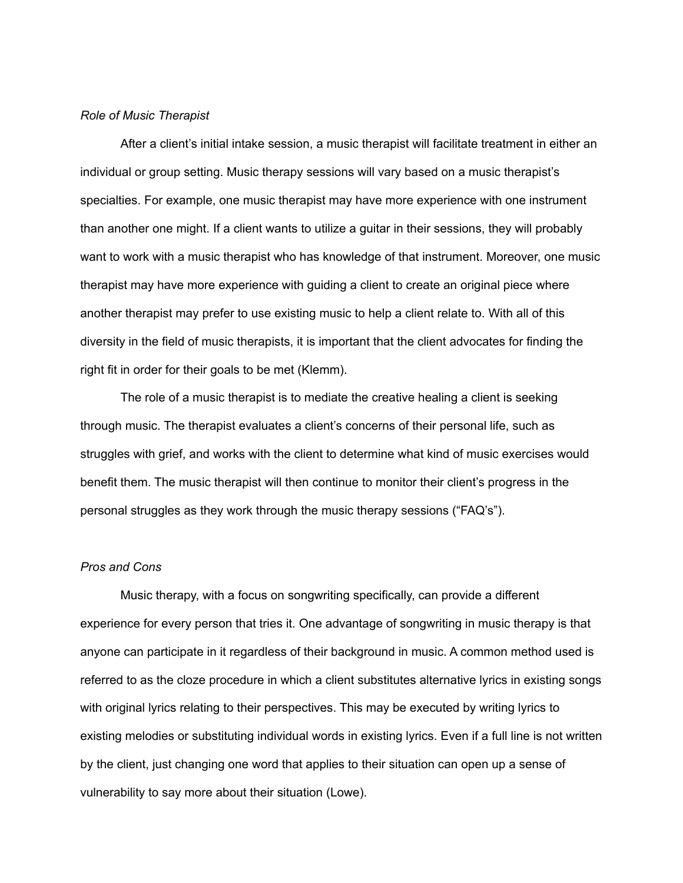*Role of Music Therapist*

After a client's initial intake session, a music therapist will facilitate treatment in either an individual or group setting. Music therapy sessions will vary based on a music therapist's specialties. For example, one music therapist may have more experience with one instrument than another one might. If a client wants to utilize a guitar in their sessions, they will probably want to work with a music therapist who has knowledge of that instrument. Moreover, one music therapist may have more experience with guiding a client to create an original piece where another therapist may prefer to use existing music to help a client relate to. With all of this diversity in the field of music therapists, it is important that the client advocates for finding the right fit in order for their goals to be met (Klemm).

The role of a music therapist is to mediate the creative healing a client is seeking through music. The therapist evaluates a client's concerns of their personal life, such as struggles with grief, and works with the client to determine what kind of music exercises would benefit them. The music therapist will then continue to monitor their client's progress in the personal struggles as they work through the music therapy sessions ("FAQ's").

*Pros and Cons*

Music therapy, with a focus on songwriting specifically, can provide a different experience for every person that tries it. One advantage of songwriting in music therapy is that anyone can participate in it regardless of their background in music. A common method used is referred to as the cloze procedure in which a client substitutes alternative lyrics in existing songs with original lyrics relating to their perspectives. This may be executed by writing lyrics to existing melodies or substituting individual words in existing lyrics. Even if a full line is not written by the client, just changing one word that applies to their situation can open up a sense of vulnerability to say more about their situation (Lowe).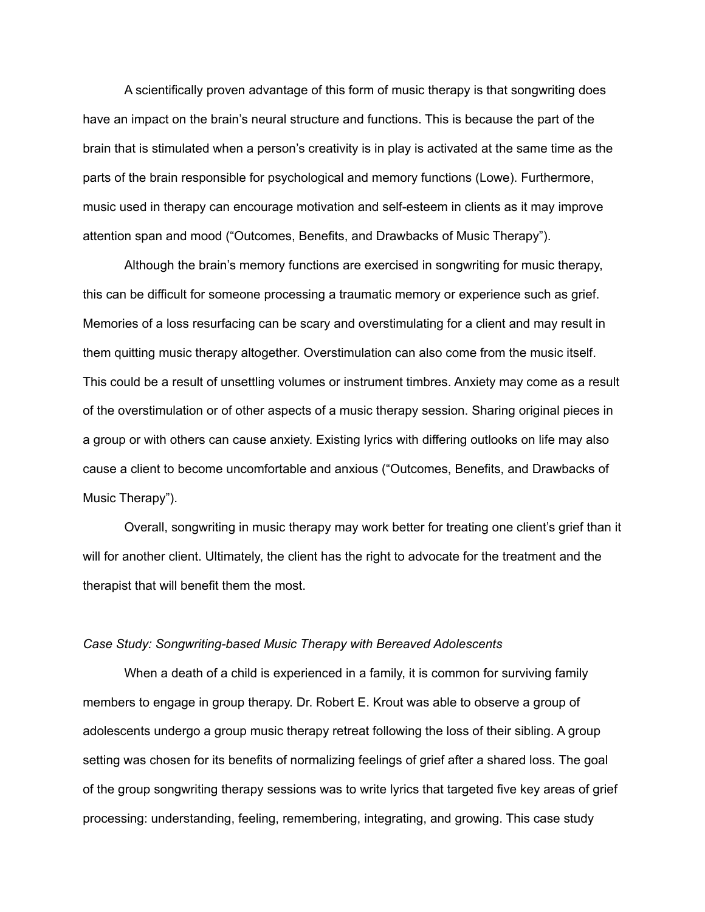A scientifically proven advantage of this form of music therapy is that songwriting does have an impact on the brain's neural structure and functions. This is because the part of the brain that is stimulated when a person's creativity is in play is activated at the same time as the parts of the brain responsible for psychological and memory functions (Lowe). Furthermore, music used in therapy can encourage motivation and self-esteem in clients as it may improve attention span and mood ("Outcomes, Benefits, and Drawbacks of Music Therapy").

Although the brain's memory functions are exercised in songwriting for music therapy, this can be difficult for someone processing a traumatic memory or experience such as grief. Memories of a loss resurfacing can be scary and overstimulating for a client and may result in them quitting music therapy altogether. Overstimulation can also come from the music itself. This could be a result of unsettling volumes or instrument timbres. Anxiety may come as a result of the overstimulation or of other aspects of a music therapy session. Sharing original pieces in a group or with others can cause anxiety. Existing lyrics with differing outlooks on life may also cause a client to become uncomfortable and anxious ("Outcomes, Benefits, and Drawbacks of Music Therapy").

Overall, songwriting in music therapy may work better for treating one client's grief than it will for another client. Ultimately, the client has the right to advocate for the treatment and the therapist that will benefit them the most.

*Case Study: Songwriting-based Music Therapy with Bereaved Adolescents*

When a death of a child is experienced in a family, it is common for surviving family members to engage in group therapy. Dr. Robert E. Krout was able to observe a group of adolescents undergo a group music therapy retreat following the loss of their sibling. A group setting was chosen for its benefits of normalizing feelings of grief after a shared loss. The goal of the group songwriting therapy sessions was to write lyrics that targeted five key areas of grief processing: understanding, feeling, remembering, integrating, and growing. This case study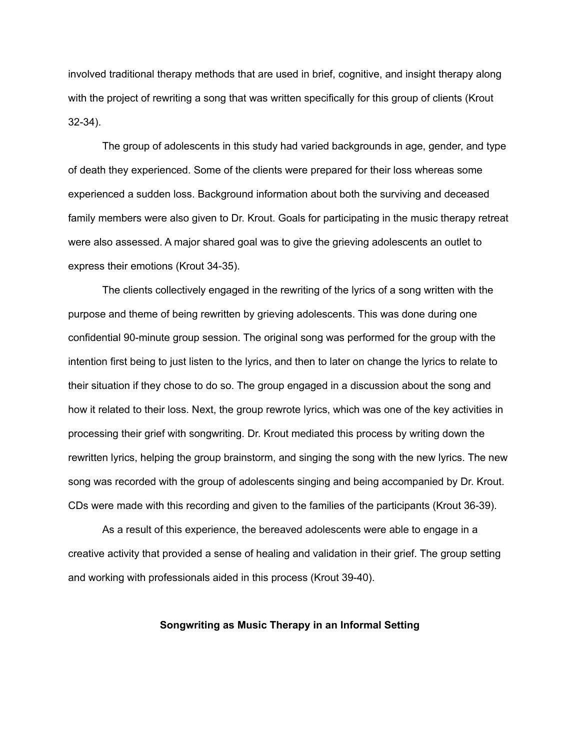involved traditional therapy methods that are used in brief, cognitive, and insight therapy along with the project of rewriting a song that was written specifically for this group of clients (Krout 32-34).

The group of adolescents in this study had varied backgrounds in age, gender, and type of death they experienced. Some of the clients were prepared for their loss whereas some experienced a sudden loss. Background information about both the surviving and deceased family members were also given to Dr. Krout. Goals for participating in the music therapy retreat were also assessed. A major shared goal was to give the grieving adolescents an outlet to express their emotions (Krout 34-35).

The clients collectively engaged in the rewriting of the lyrics of a song written with the purpose and theme of being rewritten by grieving adolescents. This was done during one confidential 90-minute group session. The original song was performed for the group with the intention first being to just listen to the lyrics, and then to later on change the lyrics to relate to their situation if they chose to do so. The group engaged in a discussion about the song and how it related to their loss. Next, the group rewrote lyrics, which was one of the key activities in processing their grief with songwriting. Dr. Krout mediated this process by writing down the rewritten lyrics, helping the group brainstorm, and singing the song with the new lyrics. The new song was recorded with the group of adolescents singing and being accompanied by Dr. Krout. CDs were made with this recording and given to the families of the participants (Krout 36-39).

As a result of this experience, the bereaved adolescents were able to engage in a creative activity that provided a sense of healing and validation in their grief. The group setting and working with professionals aided in this process (Krout 39-40).

## Songwriting as Music Therapy in an Informal Setting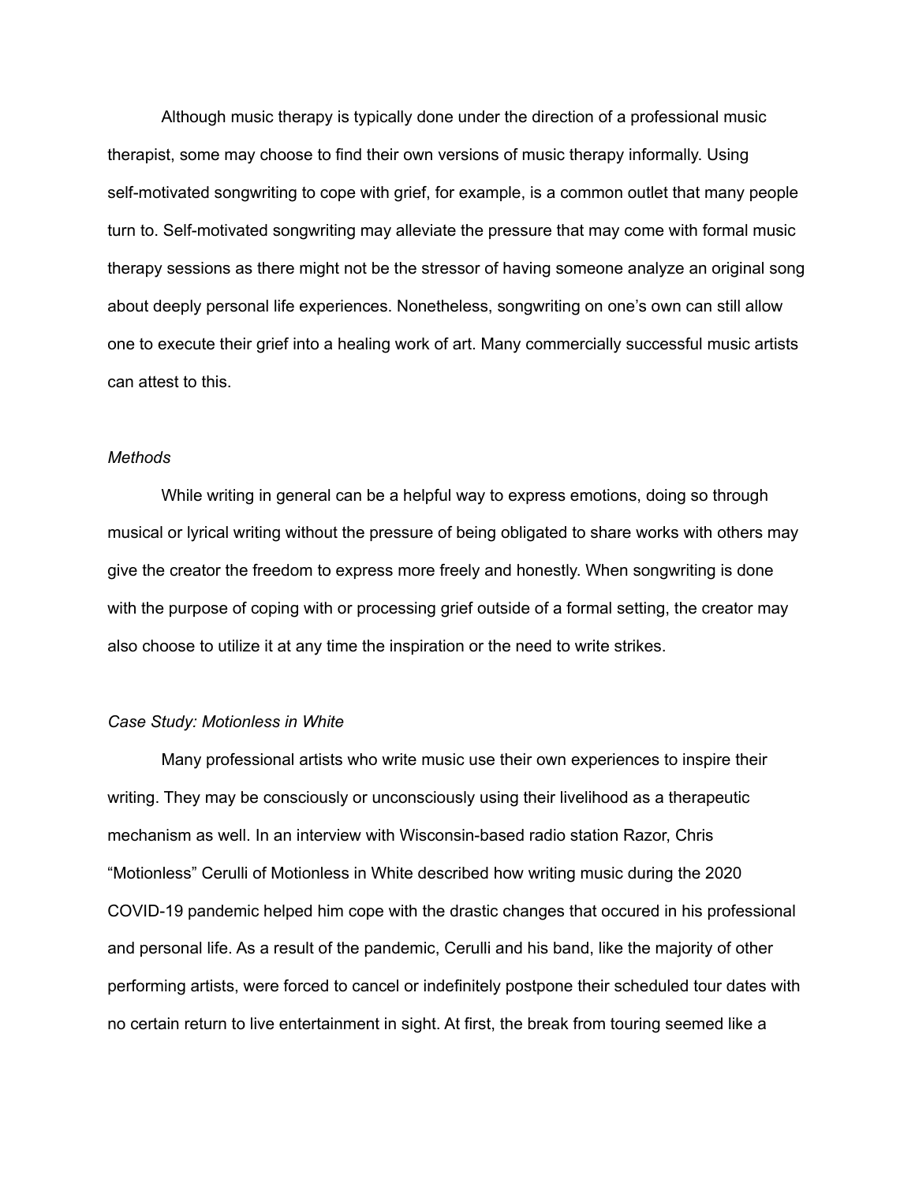Although music therapy is typically done under the direction of a professional music therapist, some may choose to find their own versions of music therapy informally. Using self-motivated songwriting to cope with grief, for example, is a common outlet that many people turn to. Self-motivated songwriting may alleviate the pressure that may come with formal music therapy sessions as there might not be the stressor of having someone analyze an original song about deeply personal life experiences. Nonetheless, songwriting on one's own can still allow one to execute their grief into a healing work of art. Many commercially successful music artists can attest to this.

*Methods*

While writing in general can be a helpful way to express emotions, doing so through musical or lyrical writing without the pressure of being obligated to share works with others may give the creator the freedom to express more freely and honestly. When songwriting is done with the purpose of coping with or processing grief outside of a formal setting, the creator may also choose to utilize it at any time the inspiration or the need to write strikes.

*Case Study: Motionless in White*

Many professional artists who write music use their own experiences to inspire their writing. They may be consciously or unconsciously using their livelihood as a therapeutic mechanism as well. In an interview with Wisconsin-based radio station Razor, Chris "Motionless" Cerulli of Motionless in White described how writing music during the 2020 COVID-19 pandemic helped him cope with the drastic changes that occured in his professional and personal life. As a result of the pandemic, Cerulli and his band, like the majority of other performing artists, were forced to cancel or indefinitely postpone their scheduled tour dates with no certain return to live entertainment in sight. At first, the break from touring seemed like a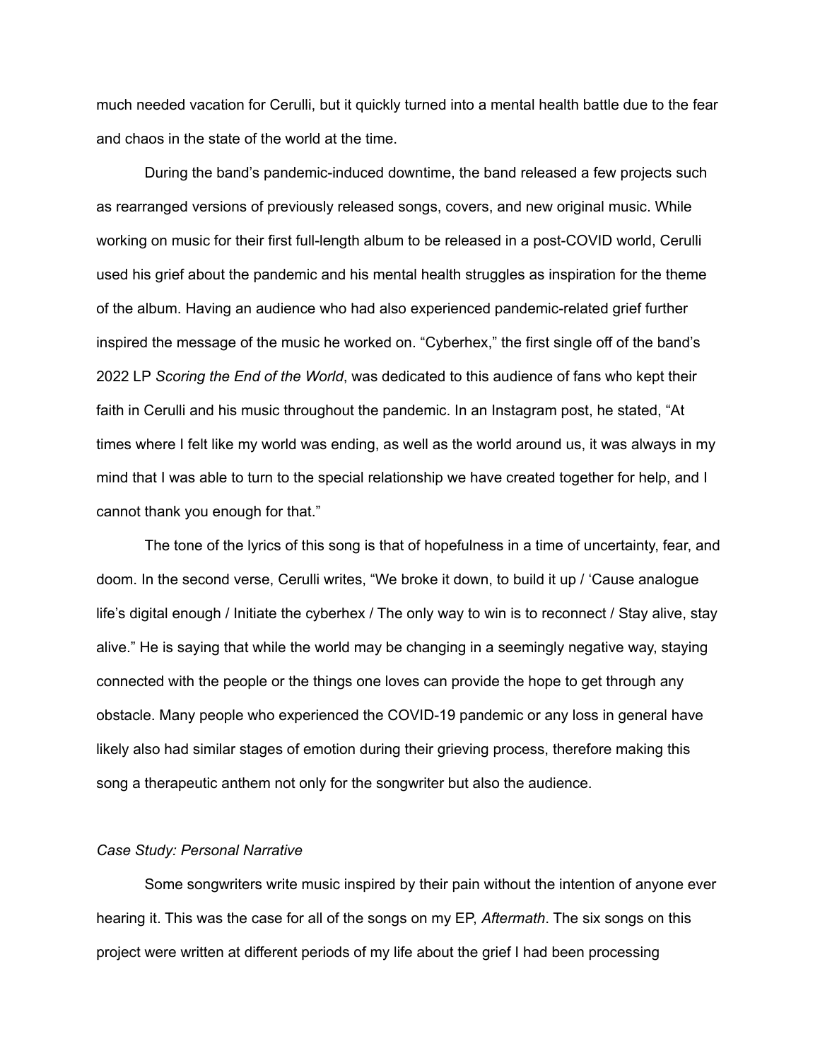much needed vacation for Cerulli, but it quickly turned into a mental health battle due to the fear and chaos in the state of the world at the time.

During the band's pandemic-induced downtime, the band released a few projects such as rearranged versions of previously released songs, covers, and new original music. While working on music for their first full-length album to be released in a post-COVID world, Cerulli used his grief about the pandemic and his mental health struggles as inspiration for the theme of the album. Having an audience who had also experienced pandemic-related grief further inspired the message of the music he worked on. "Cyberhex," the first single off of the band's 2022 LP *Scoring the End of the World*, was dedicated to this audience of fans who kept their faith in Cerulli and his music throughout the pandemic. In an Instagram post, he stated, "At times where I felt like my world was ending, as well as the world around us, it was always in my mind that I was able to turn to the special relationship we have created together for help, and I cannot thank you enough for that."

The tone of the lyrics of this song is that of hopefulness in a time of uncertainty, fear, and doom. In the second verse, Cerulli writes, "We broke it down, to build it up / 'Cause analogue life's digital enough / Initiate the cyberhex / The only way to win is to reconnect / Stay alive, stay alive." He is saying that while the world may be changing in a seemingly negative way, staying connected with the people or the things one loves can provide the hope to get through any obstacle. Many people who experienced the COVID-19 pandemic or any loss in general have likely also had similar stages of emotion during their grieving process, therefore making this song a therapeutic anthem not only for the songwriter but also the audience.

*Case Study: Personal Narrative*

Some songwriters write music inspired by their pain without the intention of anyone ever hearing it. This was the case for all of the songs on my EP, *Aftermath*. The six songs on this project were written at different periods of my life about the grief I had been processing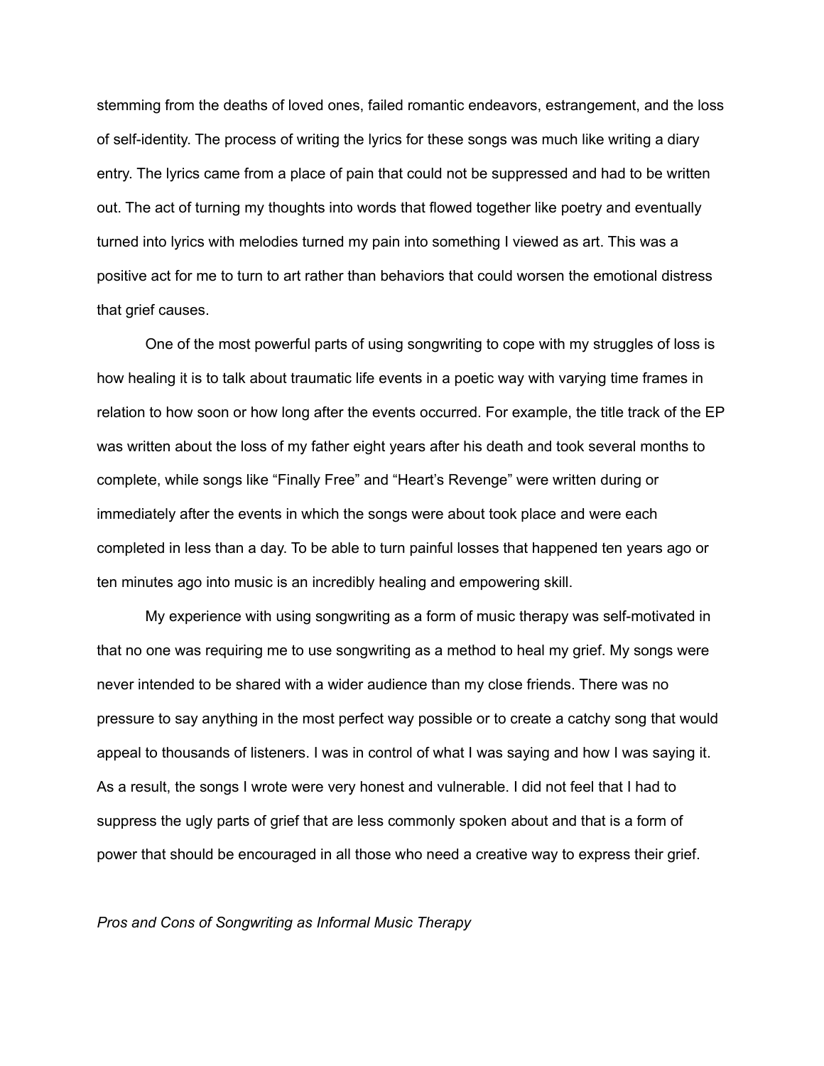stemming from the deaths of loved ones, failed romantic endeavors, estrangement, and the loss of self-identity. The process of writing the lyrics for these songs was much like writing a diary entry. The lyrics came from a place of pain that could not be suppressed and had to be written out. The act of turning my thoughts into words that flowed together like poetry and eventually turned into lyrics with melodies turned my pain into something I viewed as art. This was a positive act for me to turn to art rather than behaviors that could worsen the emotional distress that grief causes.

One of the most powerful parts of using songwriting to cope with my struggles of loss is how healing it is to talk about traumatic life events in a poetic way with varying time frames in relation to how soon or how long after the events occurred. For example, the title track of the EP was written about the loss of my father eight years after his death and took several months to complete, while songs like “Finally Free” and “Heart’s Revenge” were written during or immediately after the events in which the songs were about took place and were each completed in less than a day. To be able to turn painful losses that happened ten years ago or ten minutes ago into music is an incredibly healing and empowering skill.

My experience with using songwriting as a form of music therapy was self-motivated in that no one was requiring me to use songwriting as a method to heal my grief. My songs were never intended to be shared with a wider audience than my close friends. There was no pressure to say anything in the most perfect way possible or to create a catchy song that would appeal to thousands of listeners. I was in control of what I was saying and how I was saying it. As a result, the songs I wrote were very honest and vulnerable. I did not feel that I had to suppress the ugly parts of grief that are less commonly spoken about and that is a form of power that should be encouraged in all those who need a creative way to express their grief.

*Pros and Cons of Songwriting as Informal Music Therapy*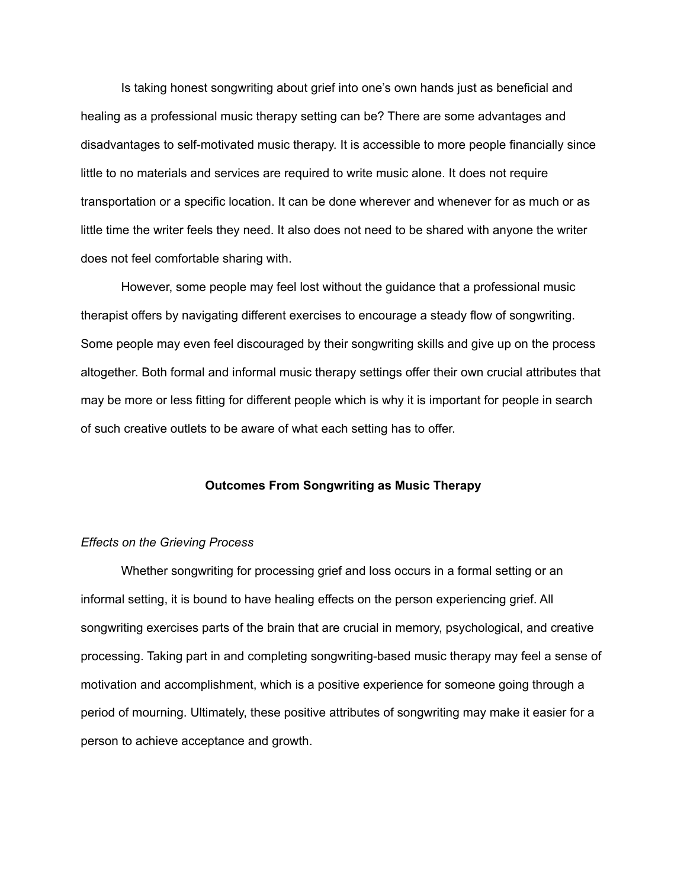Is taking honest songwriting about grief into one's own hands just as beneficial and healing as a professional music therapy setting can be? There are some advantages and disadvantages to self-motivated music therapy. It is accessible to more people financially since little to no materials and services are required to write music alone. It does not require transportation or a specific location. It can be done wherever and whenever for as much or as little time the writer feels they need. It also does not need to be shared with anyone the writer does not feel comfortable sharing with.

However, some people may feel lost without the guidance that a professional music therapist offers by navigating different exercises to encourage a steady flow of songwriting. Some people may even feel discouraged by their songwriting skills and give up on the process altogether. Both formal and informal music therapy settings offer their own crucial attributes that may be more or less fitting for different people which is why it is important for people in search of such creative outlets to be aware of what each setting has to offer.

## Outcomes From Songwriting as Music Therapy

### *Effects on the Grieving Process*

Whether songwriting for processing grief and loss occurs in a formal setting or an informal setting, it is bound to have healing effects on the person experiencing grief. All songwriting exercises parts of the brain that are crucial in memory, psychological, and creative processing. Taking part in and completing songwriting-based music therapy may feel a sense of motivation and accomplishment, which is a positive experience for someone going through a period of mourning. Ultimately, these positive attributes of songwriting may make it easier for a person to achieve acceptance and growth.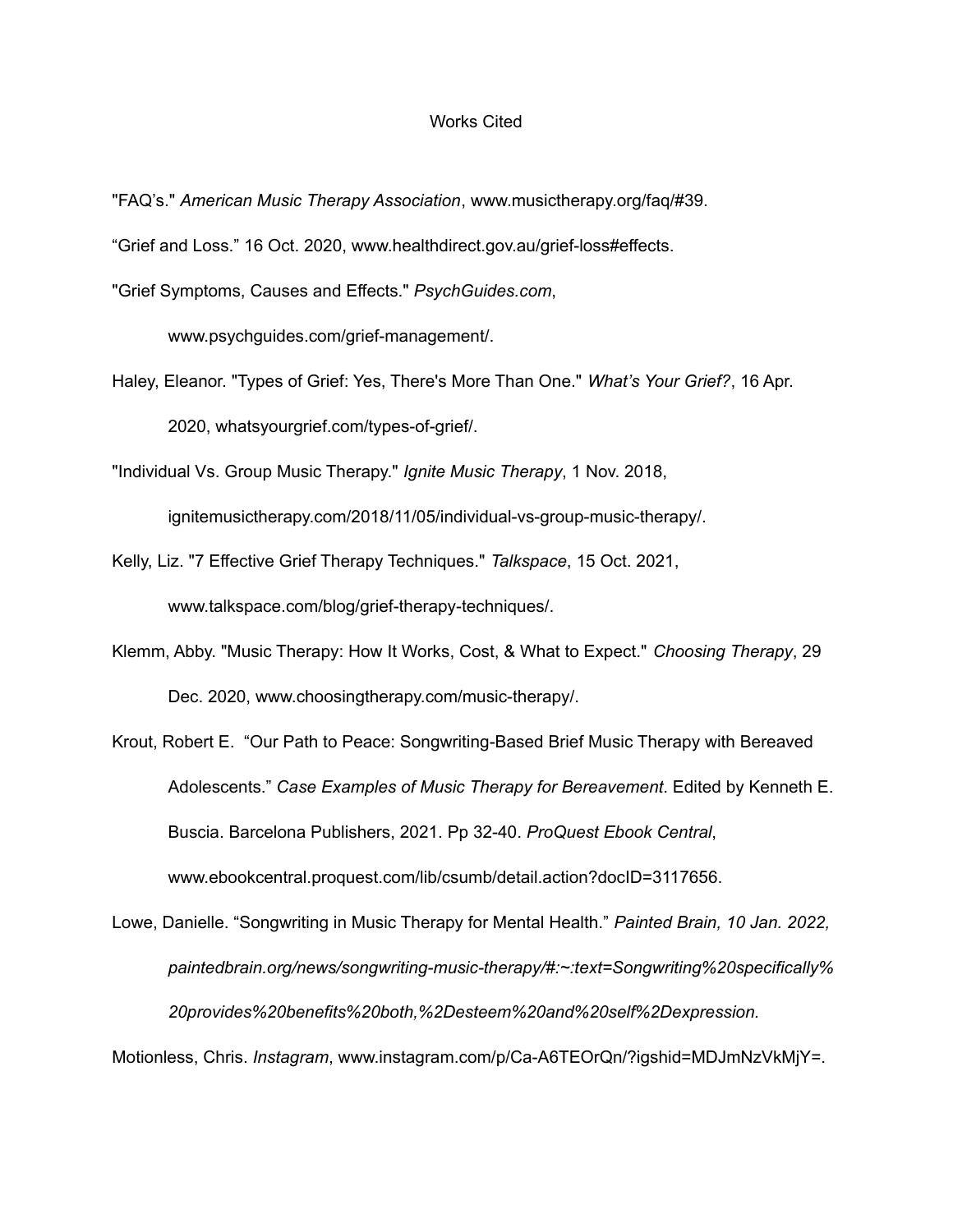Works Cited

"FAQ's." *American Music Therapy Association*, www.musictherapy.org/faq/#39.

"Grief and Loss." 16 Oct. 2020, www.healthdirect.gov.au/grief-loss#effects.

"Grief Symptoms, Causes and Effects." *PsychGuides.com*, www.psychguides.com/grief-management/.

Haley, Eleanor. "Types of Grief: Yes, There's More Than One." *What's Your Grief?*, 16 Apr. 2020, whatsyourgrief.com/types-of-grief/.

"Individual Vs. Group Music Therapy." *Ignite Music Therapy*, 1 Nov. 2018, ignitemusictherapy.com/2018/11/05/individual-vs-group-music-therapy/.

Kelly, Liz. "7 Effective Grief Therapy Techniques." *Talkspace*, 15 Oct. 2021, www.talkspace.com/blog/grief-therapy-techniques/.

Klemm, Abby. "Music Therapy: How It Works, Cost, & What to Expect." *Choosing Therapy*, 29 Dec. 2020, www.choosingtherapy.com/music-therapy/.

Krout, Robert E. "Our Path to Peace: Songwriting-Based Brief Music Therapy with Bereaved Adolescents." *Case Examples of Music Therapy for Bereavement*. Edited by Kenneth E. Buscia. Barcelona Publishers, 2021. Pp 32-40. *ProQuest Ebook Central*, www.ebookcentral.proquest.com/lib/csumb/detail.action?docID=3117656.

Lowe, Danielle. "Songwriting in Music Therapy for Mental Health." *Painted Brain, 10 Jan. 2022, paintedbrain.org/news/songwriting-music-therapy/#:~:text=Songwriting%20specifically%20provides%20benefits%20both,%2Desteem%20and%20self%2Dexpression.*

Motionless, Chris. *Instagram*, www.instagram.com/p/Ca-A6TEOrQn/?igshid=MDJmNzVkMjY=.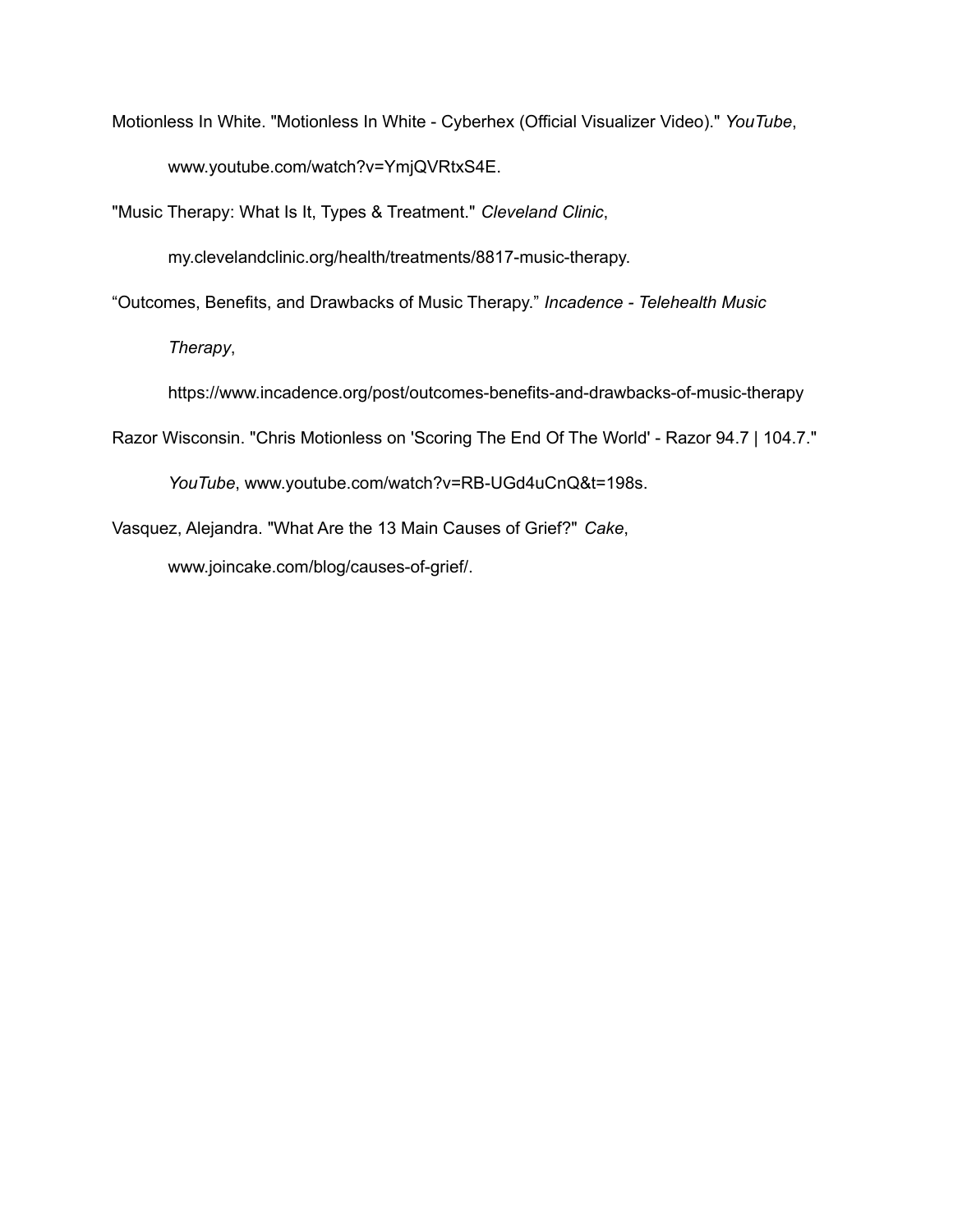Motionless In White. "Motionless In White - Cyberhex (Official Visualizer Video)." *YouTube*, www.youtube.com/watch?v=YmjQVRtxS4E.

"Music Therapy: What Is It, Types & Treatment." *Cleveland Clinic*, my.clevelandclinic.org/health/treatments/8817-music-therapy.

“Outcomes, Benefits, and Drawbacks of Music Therapy.” *Incadence - Telehealth Music Therapy*, https://www.incadence.org/post/outcomes-benefits-and-drawbacks-of-music-therapy

Razor Wisconsin. "Chris Motionless on 'Scoring The End Of The World' - Razor 94.7 | 104.7." *YouTube*, www.youtube.com/watch?v=RB-UGd4uCnQ&t=198s.

Vasquez, Alejandra. "What Are the 13 Main Causes of Grief?" *Cake*, www.joincake.com/blog/causes-of-grief/.